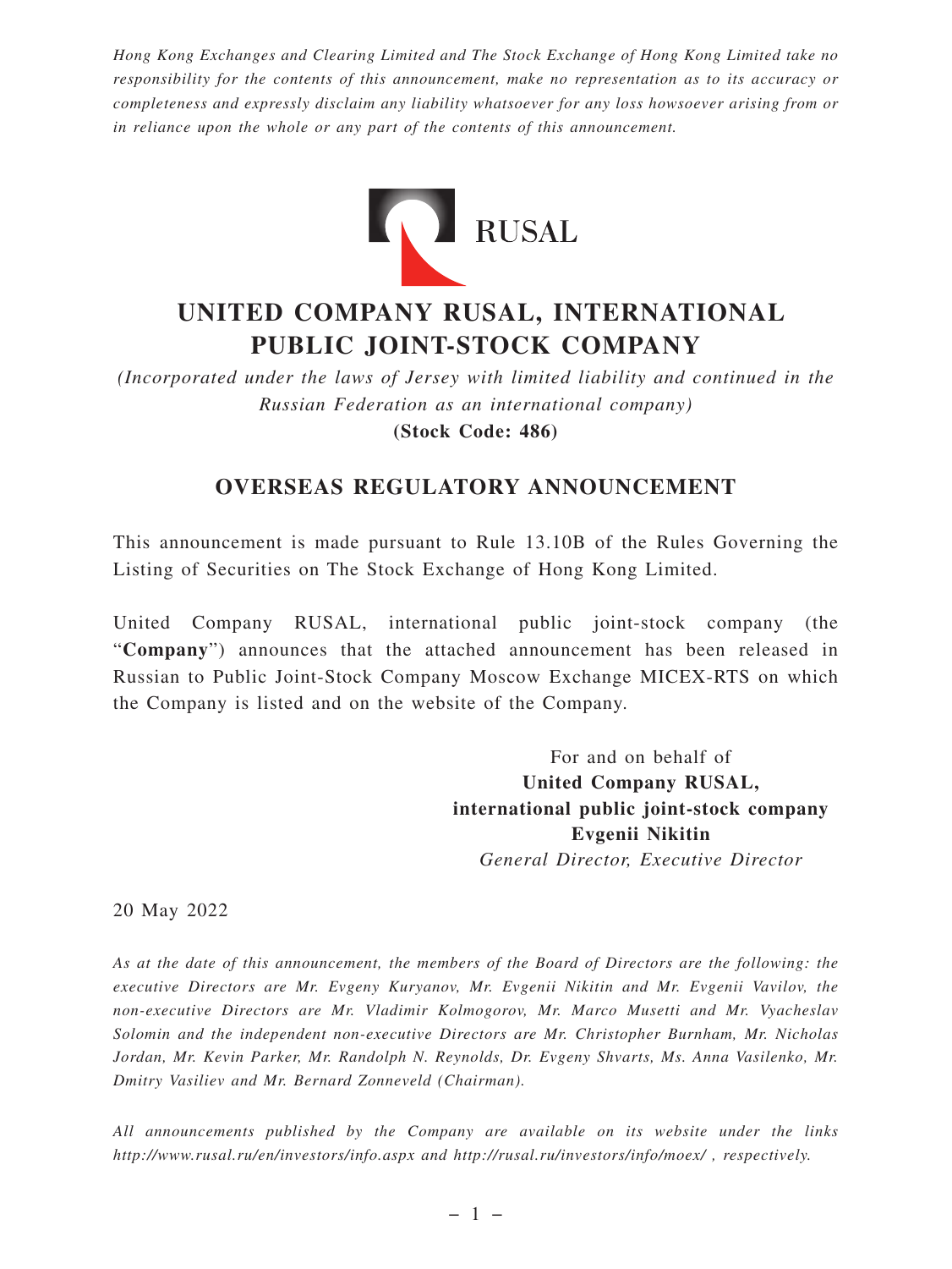*Hong Kong Exchanges and Clearing Limited and The Stock Exchange of Hong Kong Limited take no responsibility for the contents of this announcement, make no representation as to its accuracy or completeness and expressly disclaim any liability whatsoever for any loss howsoever arising from or in reliance upon the whole or any part of the contents of this announcement.*

RUSAL

# UNITED COMPANY RUSAL, INTERNATIONAL PUBLIC JOINT-STOCK COMPANY

*(Incorporated under the laws of Jersey with limited liability and continued in the Russian Federation as an international company)*

**(Stock Code: 486)**

## OVERSEAS REGULATORY ANNOUNCEMENT

This announcement is made pursuant to Rule 13.10B of the Rules Governing the Listing of Securities on The Stock Exchange of Hong Kong Limited.

United Company RUSAL, international public joint-stock company (the "**Company**") announces that the attached announcement has been released in Russian to Public Joint-Stock Company Moscow Exchange MICEX-RTS on which the Company is listed and on the website of the Company.

For and on behalf of
**United Company RUSAL,**
**international public joint-stock company**
**Evgenii Nikitin**
*General Director, Executive Director*

20 May 2022

*As at the date of this announcement, the members of the Board of Directors are the following: the executive Directors are Mr. Evgeny Kuryanov, Mr. Evgenii Nikitin and Mr. Evgenii Vavilov, the non-executive Directors are Mr. Vladimir Kolmogorov, Mr. Marco Musetti and Mr. Vyacheslav Solomin and the independent non-executive Directors are Mr. Christopher Burnham, Mr. Nicholas Jordan, Mr. Kevin Parker, Mr. Randolph N. Reynolds, Dr. Evgeny Shvarts, Ms. Anna Vasilenko, Mr. Dmitry Vasiliev and Mr. Bernard Zonneveld (Chairman).*

*All announcements published by the Company are available on its website under the links http://www.rusal.ru/en/investors/info.aspx and http://rusal.ru/investors/info/moex/ , respectively.*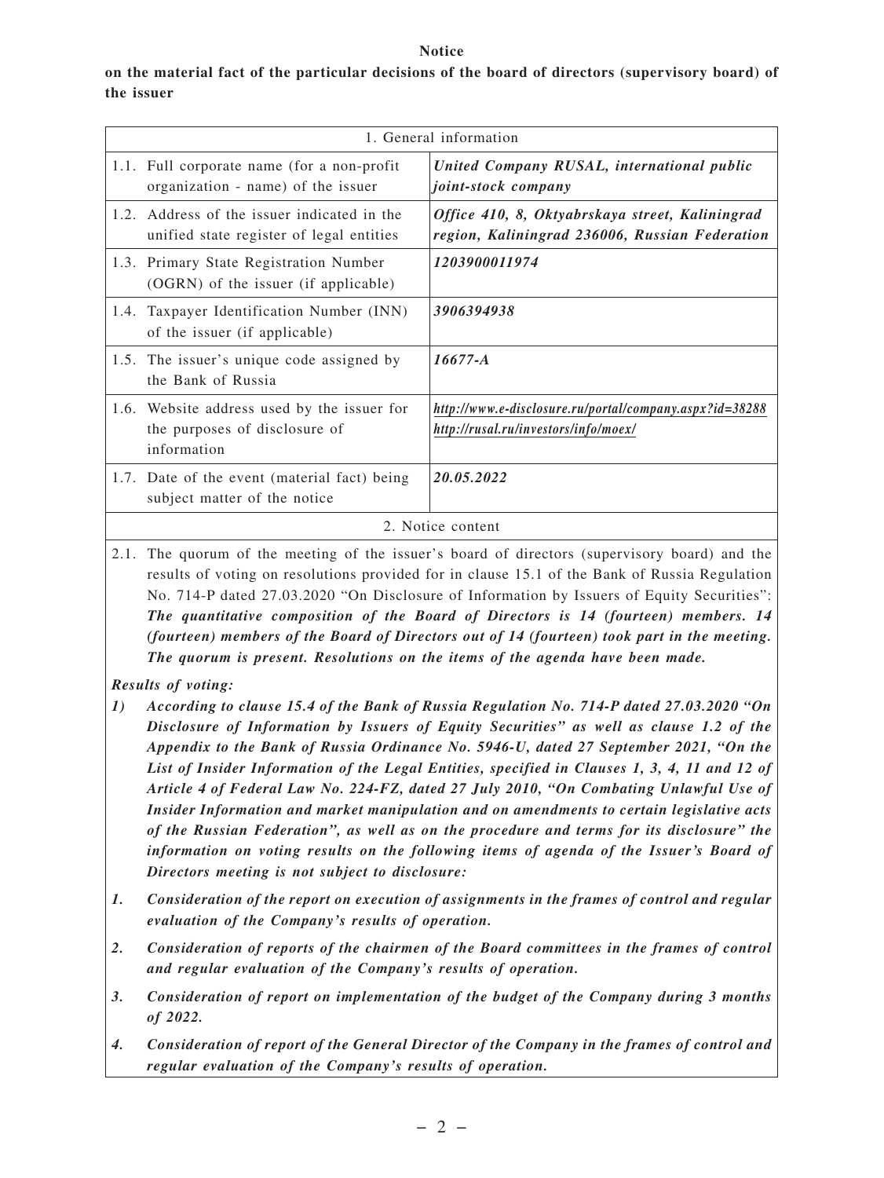**Notice**

**on the material fact of the particular decisions of the board of directors (supervisory board) of the issuer**

| 1. General information | |
|---|---|
| 1.1. Full corporate name (for a non-profit organization - name) of the issuer | ***United Company RUSAL, international public joint-stock company*** |
| 1.2. Address of the issuer indicated in the unified state register of legal entities | ***Office 410, 8, Oktyabrskaya street, Kaliningrad region, Kaliningrad 236006, Russian Federation*** |
| 1.3. Primary State Registration Number (OGRN) of the issuer (if applicable) | ***1203900011974*** |
| 1.4. Taxpayer Identification Number (INN) of the issuer (if applicable) | ***3906394938*** |
| 1.5. The issuer's unique code assigned by the Bank of Russia | ***16677-A*** |
| 1.6. Website address used by the issuer for the purposes of disclosure of information | ***http://www.e-disclosure.ru/portal/company.aspx?id=38288*** ***http://rusal.ru/investors/info/moex/*** |
| 1.7. Date of the event (material fact) being subject matter of the notice | ***20.05.2022*** |

2. Notice content

2.1. The quorum of the meeting of the issuer's board of directors (supervisory board) and the results of voting on resolutions provided for in clause 15.1 of the Bank of Russia Regulation No. 714-P dated 27.03.2020 "On Disclosure of Information by Issuers of Equity Securities": ***The quantitative composition of the Board of Directors is 14 (fourteen) members. 14 (fourteen) members of the Board of Directors out of 14 (fourteen) took part in the meeting. The quorum is present. Resolutions on the items of the agenda have been made.***

***Results of voting:***

***1) According to clause 15.4 of the Bank of Russia Regulation No. 714-P dated 27.03.2020 "On Disclosure of Information by Issuers of Equity Securities" as well as clause 1.2 of the Appendix to the Bank of Russia Ordinance No. 5946-U, dated 27 September 2021, "On the List of Insider Information of the Legal Entities, specified in Clauses 1, 3, 4, 11 and 12 of Article 4 of Federal Law No. 224-FZ, dated 27 July 2010, "On Combating Unlawful Use of Insider Information and market manipulation and on amendments to certain legislative acts of the Russian Federation", as well as on the procedure and terms for its disclosure" the information on voting results on the following items of agenda of the Issuer's Board of Directors meeting is not subject to disclosure:***

***1. Consideration of the report on execution of assignments in the frames of control and regular evaluation of the Company's results of operation.***

***2. Consideration of reports of the chairmen of the Board committees in the frames of control and regular evaluation of the Company's results of operation.***

***3. Consideration of report on implementation of the budget of the Company during 3 months of 2022.***

***4. Consideration of report of the General Director of the Company in the frames of control and regular evaluation of the Company's results of operation.***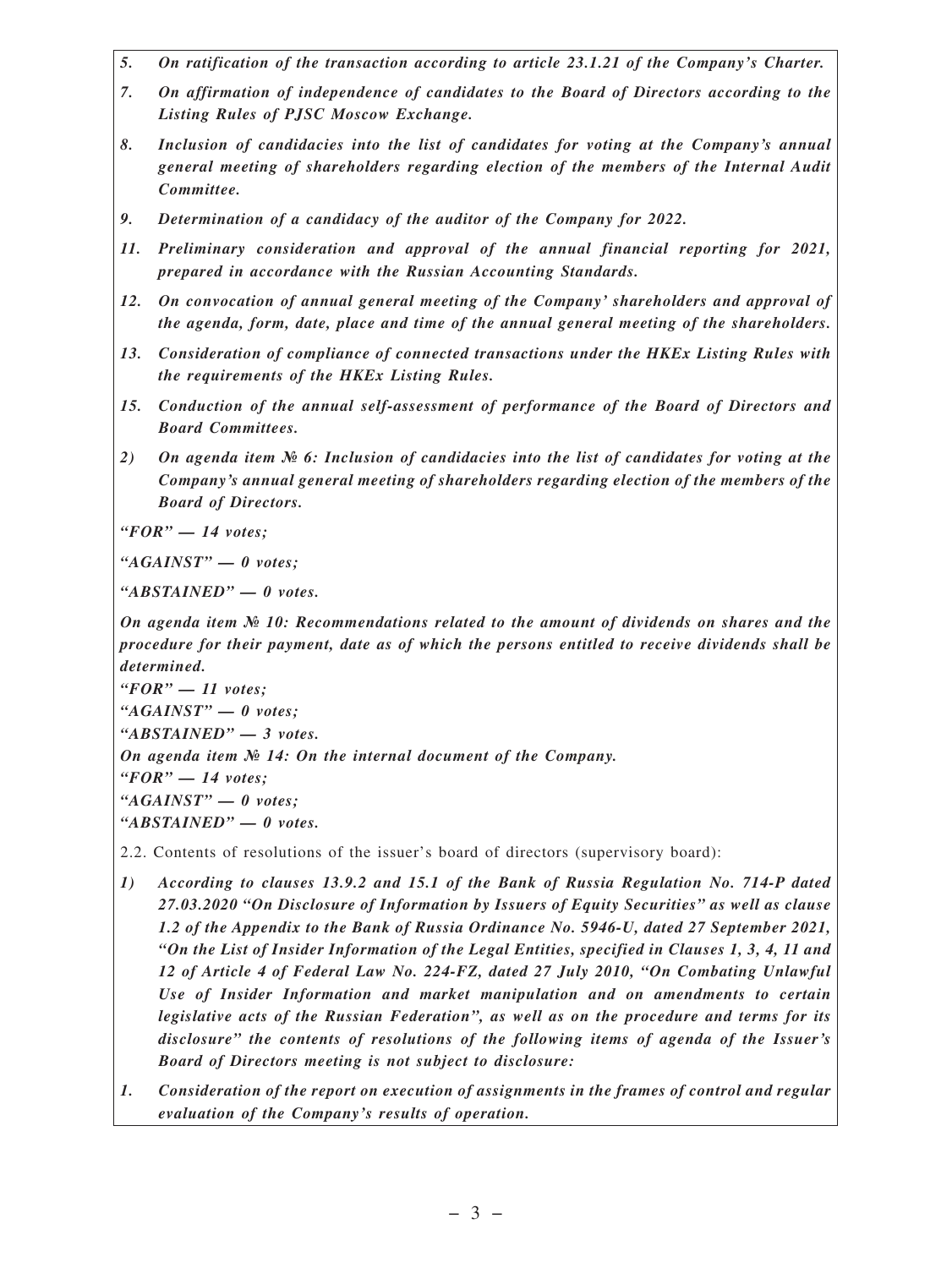*5. On ratification of the transaction according to article 23.1.21 of the Company's Charter.*

*7. On affirmation of independence of candidates to the Board of Directors according to the Listing Rules of PJSC Moscow Exchange.*

*8. Inclusion of candidacies into the list of candidates for voting at the Company's annual general meeting of shareholders regarding election of the members of the Internal Audit Committee.*

*9. Determination of a candidacy of the auditor of the Company for 2022.*

*11. Preliminary consideration and approval of the annual financial reporting for 2021, prepared in accordance with the Russian Accounting Standards.*

*12. On convocation of annual general meeting of the Company' shareholders and approval of the agenda, form, date, place and time of the annual general meeting of the shareholders.*

*13. Consideration of compliance of connected transactions under the HKEx Listing Rules with the requirements of the HKEx Listing Rules.*

*15. Conduction of the annual self-assessment of performance of the Board of Directors and Board Committees.*

*2) On agenda item № 6: Inclusion of candidacies into the list of candidates for voting at the Company's annual general meeting of shareholders regarding election of the members of the Board of Directors.*

*"FOR" — 14 votes;*

*"AGAINST" — 0 votes;*

*"ABSTAINED" — 0 votes.*

*On agenda item № 10: Recommendations related to the amount of dividends on shares and the procedure for their payment, date as of which the persons entitled to receive dividends shall be determined.*
*"FOR" — 11 votes;*
*"AGAINST" — 0 votes;*
*"ABSTAINED" — 3 votes.*
*On agenda item № 14: On the internal document of the Company.*
*"FOR" — 14 votes;*
*"AGAINST" — 0 votes;*
*"ABSTAINED" — 0 votes.*

2.2. Contents of resolutions of the issuer's board of directors (supervisory board):

*1) According to clauses 13.9.2 and 15.1 of the Bank of Russia Regulation No. 714-P dated 27.03.2020 "On Disclosure of Information by Issuers of Equity Securities" as well as clause 1.2 of the Appendix to the Bank of Russia Ordinance No. 5946-U, dated 27 September 2021, "On the List of Insider Information of the Legal Entities, specified in Clauses 1, 3, 4, 11 and 12 of Article 4 of Federal Law No. 224-FZ, dated 27 July 2010, "On Combating Unlawful Use of Insider Information and market manipulation and on amendments to certain legislative acts of the Russian Federation", as well as on the procedure and terms for its disclosure" the contents of resolutions of the following items of agenda of the Issuer's Board of Directors meeting is not subject to disclosure:*

*1. Consideration of the report on execution of assignments in the frames of control and regular evaluation of the Company's results of operation.*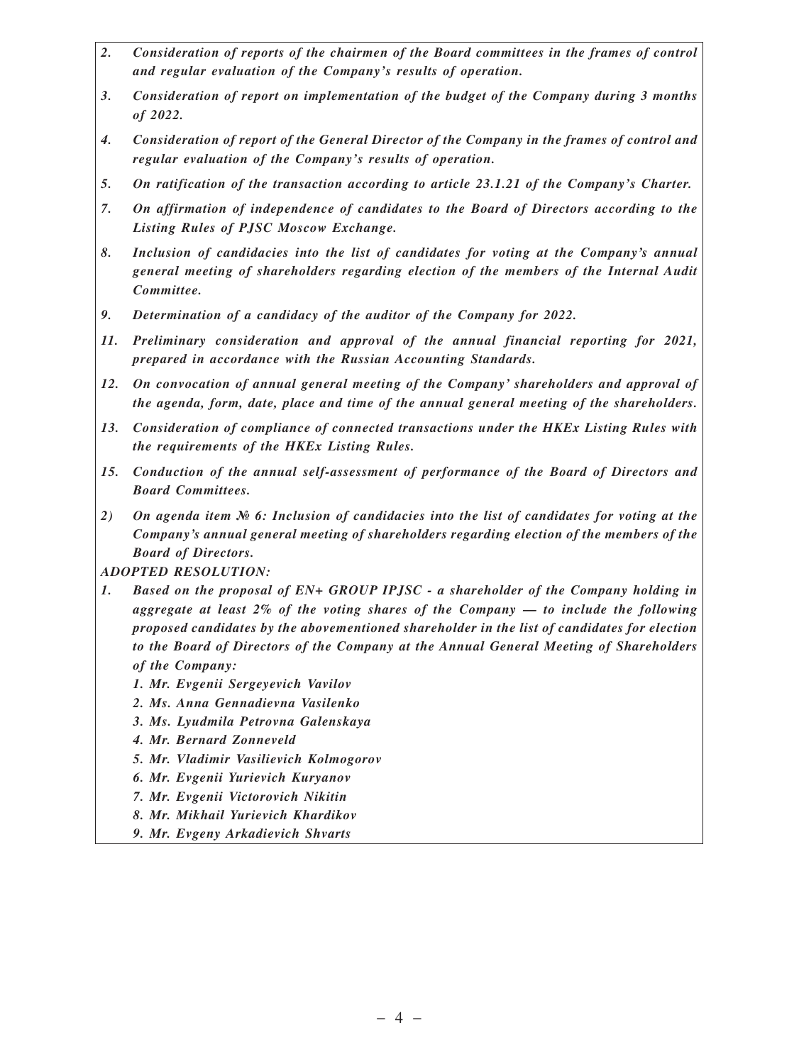*2. Consideration of reports of the chairmen of the Board committees in the frames of control and regular evaluation of the Company's results of operation.*

*3. Consideration of report on implementation of the budget of the Company during 3 months of 2022.*

*4. Consideration of report of the General Director of the Company in the frames of control and regular evaluation of the Company's results of operation.*

*5. On ratification of the transaction according to article 23.1.21 of the Company's Charter.*

*7. On affirmation of independence of candidates to the Board of Directors according to the Listing Rules of PJSC Moscow Exchange.*

*8. Inclusion of candidacies into the list of candidates for voting at the Company's annual general meeting of shareholders regarding election of the members of the Internal Audit Committee.*

*9. Determination of a candidacy of the auditor of the Company for 2022.*

*11. Preliminary consideration and approval of the annual financial reporting for 2021, prepared in accordance with the Russian Accounting Standards.*

*12. On convocation of annual general meeting of the Company' shareholders and approval of the agenda, form, date, place and time of the annual general meeting of the shareholders.*

*13. Consideration of compliance of connected transactions under the HKEx Listing Rules with the requirements of the HKEx Listing Rules.*

*15. Conduction of the annual self-assessment of performance of the Board of Directors and Board Committees.*

*2) On agenda item № 6: Inclusion of candidacies into the list of candidates for voting at the Company's annual general meeting of shareholders regarding election of the members of the Board of Directors.*

*ADOPTED RESOLUTION:*

*1. Based on the proposal of EN+ GROUP IPJSC - a shareholder of the Company holding in aggregate at least 2% of the voting shares of the Company — to include the following proposed candidates by the abovementioned shareholder in the list of candidates for election to the Board of Directors of the Company at the Annual General Meeting of Shareholders of the Company:*

*1. Mr. Evgenii Sergeyevich Vavilov*
*2. Ms. Anna Gennadievna Vasilenko*
*3. Ms. Lyudmila Petrovna Galenskaya*
*4. Mr. Bernard Zonneveld*
*5. Mr. Vladimir Vasilievich Kolmogorov*
*6. Mr. Evgenii Yurievich Kuryanov*
*7. Mr. Evgenii Victorovich Nikitin*
*8. Mr. Mikhail Yurievich Khardikov*
*9. Mr. Evgeny Arkadievich Shvarts*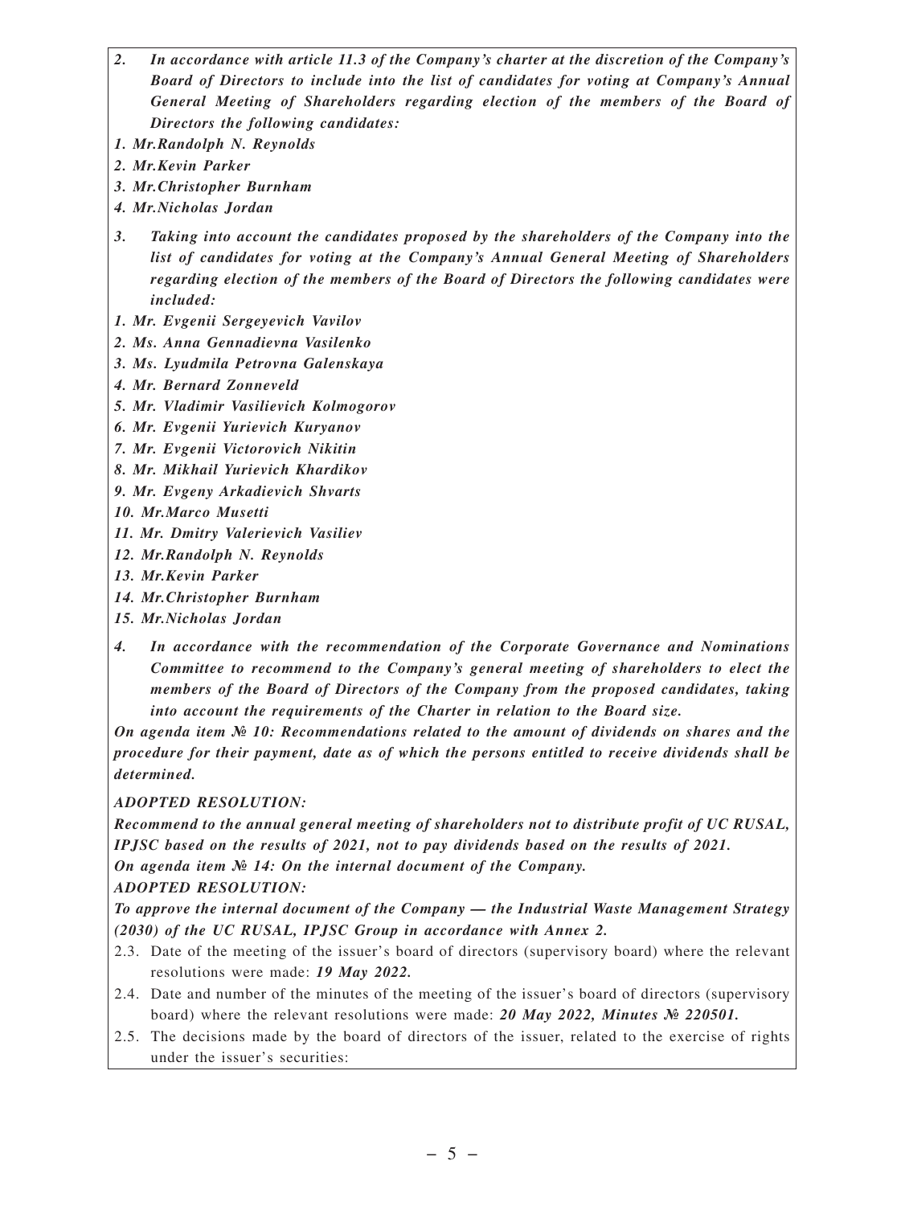*2. In accordance with article 11.3 of the Company's charter at the discretion of the Company's Board of Directors to include into the list of candidates for voting at Company's Annual General Meeting of Shareholders regarding election of the members of the Board of Directors the following candidates:*

*1. Mr.Randolph N. Reynolds*

*2. Mr.Kevin Parker*

*3. Mr.Christopher Burnham*

*4. Mr.Nicholas Jordan*

*3. Taking into account the candidates proposed by the shareholders of the Company into the list of candidates for voting at the Company's Annual General Meeting of Shareholders regarding election of the members of the Board of Directors the following candidates were included:*

*1. Mr. Evgenii Sergeyevich Vavilov*

*2. Ms. Anna Gennadievna Vasilenko*

*3. Ms. Lyudmila Petrovna Galenskaya*

*4. Mr. Bernard Zonneveld*

*5. Mr. Vladimir Vasilievich Kolmogorov*

*6. Mr. Evgenii Yurievich Kuryanov*

*7. Mr. Evgenii Victorovich Nikitin*

*8. Mr. Mikhail Yurievich Khardikov*

*9. Mr. Evgeny Arkadievich Shvarts*

*10. Mr.Marco Musetti*

*11. Mr. Dmitry Valerievich Vasiliev*

*12. Mr.Randolph N. Reynolds*

*13. Mr.Kevin Parker*

*14. Mr.Christopher Burnham*

*15. Mr.Nicholas Jordan*

*4. In accordance with the recommendation of the Corporate Governance and Nominations Committee to recommend to the Company's general meeting of shareholders to elect the members of the Board of Directors of the Company from the proposed candidates, taking into account the requirements of the Charter in relation to the Board size.*

*On agenda item № 10: Recommendations related to the amount of dividends on shares and the procedure for their payment, date as of which the persons entitled to receive dividends shall be determined.*

*ADOPTED RESOLUTION:*

*Recommend to the annual general meeting of shareholders not to distribute profit of UC RUSAL, IPJSC based on the results of 2021, not to pay dividends based on the results of 2021.*

*On agenda item № 14: On the internal document of the Company.*

*ADOPTED RESOLUTION:*

*To approve the internal document of the Company — the Industrial Waste Management Strategy (2030) of the UC RUSAL, IPJSC Group in accordance with Annex 2.*

2.3. Date of the meeting of the issuer's board of directors (supervisory board) where the relevant resolutions were made: ***19 May 2022.***

2.4. Date and number of the minutes of the meeting of the issuer's board of directors (supervisory board) where the relevant resolutions were made: ***20 May 2022, Minutes № 220501.***

2.5. The decisions made by the board of directors of the issuer, related to the exercise of rights under the issuer's securities: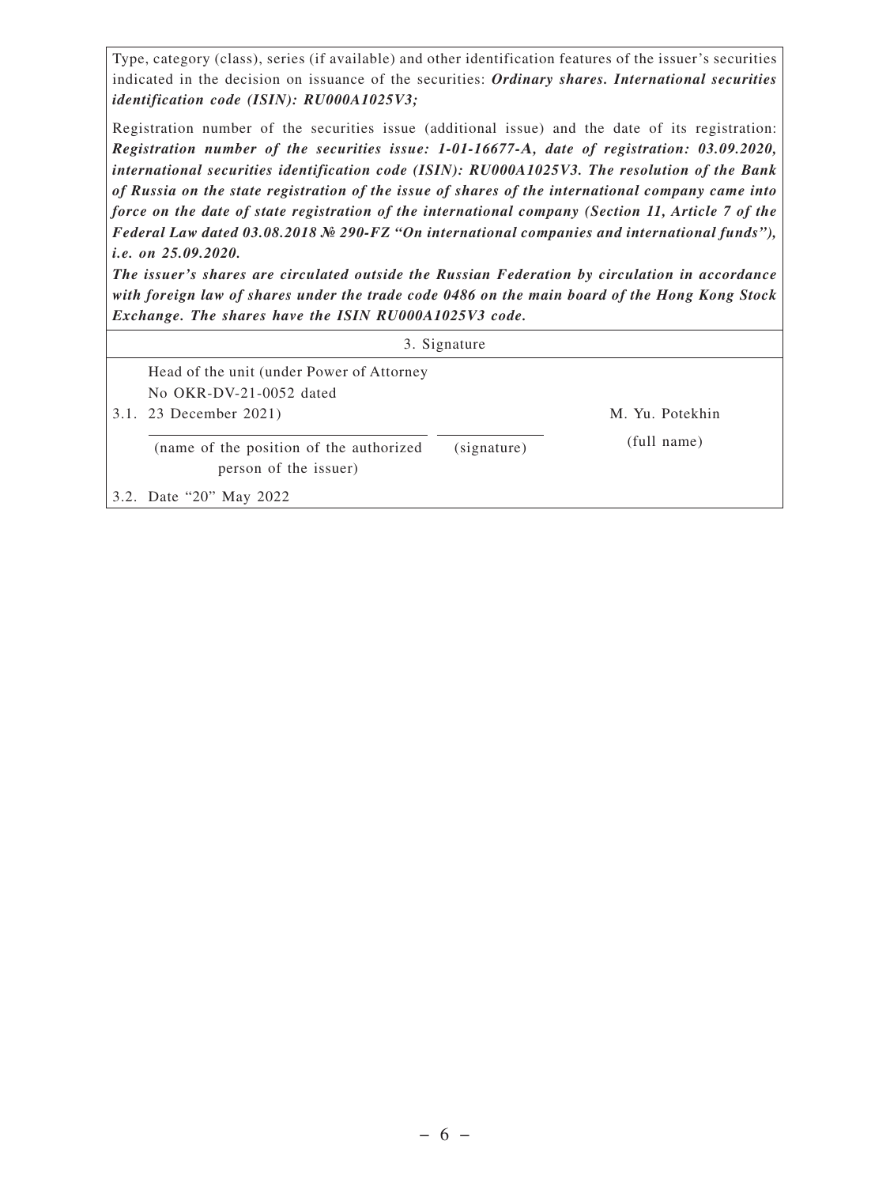Type, category (class), series (if available) and other identification features of the issuer's securities indicated in the decision on issuance of the securities: ***Ordinary shares. International securities identification code (ISIN): RU000A1025V3;***

Registration number of the securities issue (additional issue) and the date of its registration: ***Registration number of the securities issue: 1-01-16677-A, date of registration: 03.09.2020, international securities identification code (ISIN): RU000A1025V3. The resolution of the Bank of Russia on the state registration of the issue of shares of the international company came into force on the date of state registration of the international company (Section 11, Article 7 of the Federal Law dated 03.08.2018 № 290-FZ "On international companies and international funds"), i.e. on 25.09.2020.***

***The issuer's shares are circulated outside the Russian Federation by circulation in accordance with foreign law of shares under the trade code 0486 on the main board of the Hong Kong Stock Exchange. The shares have the ISIN RU000A1025V3 code.***

3. Signature

| | | | |
|---|---|---|---|
| 3.1. | Head of the unit (under Power of Attorney No OKR-DV-21-0052 dated 23 December 2021) | | M. Yu. Potekhin |
| | (name of the position of the authorized person of the issuer) | (signature) | (full name) |
| 3.2. | Date "20" May 2022 | | |